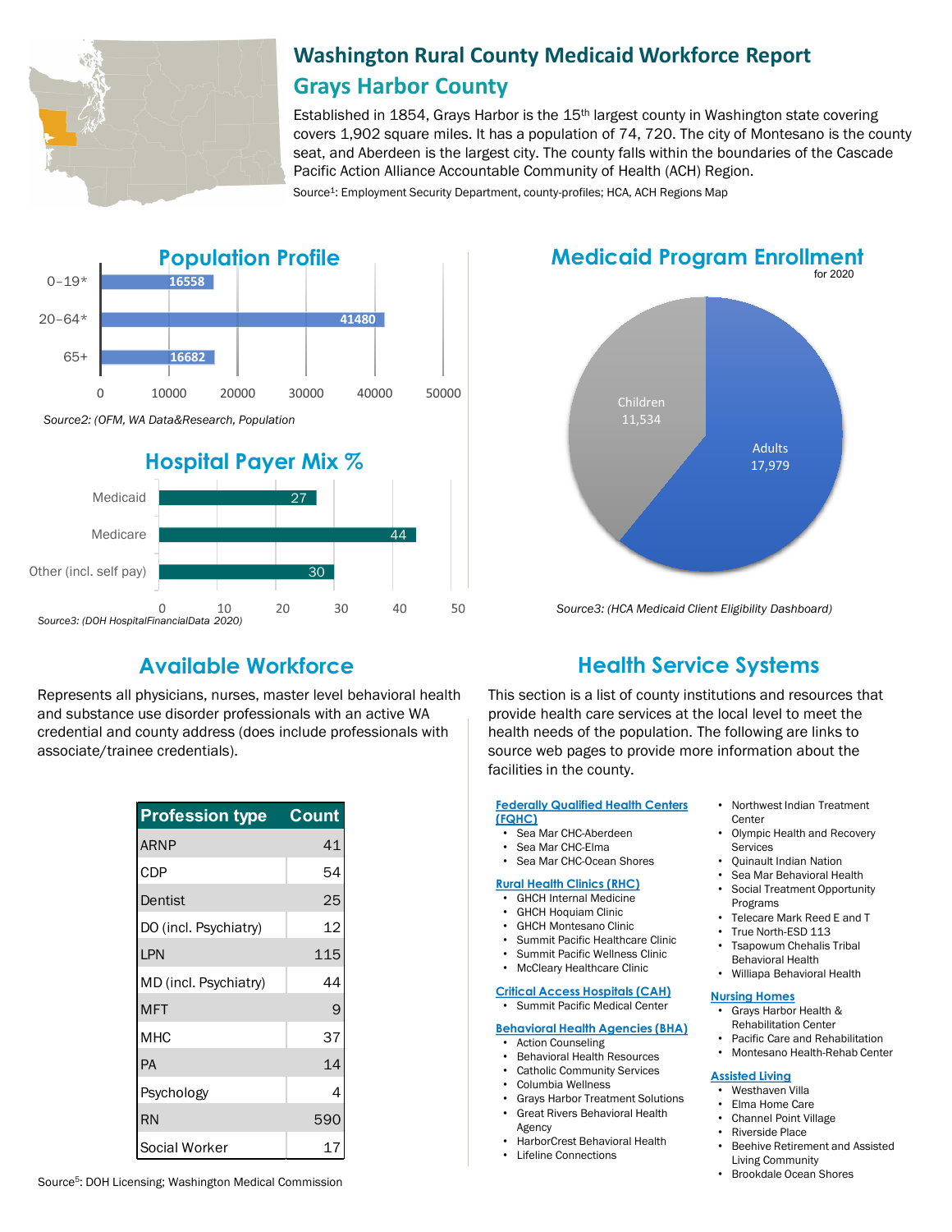# Washington Rural County Medicaid Workforce Report

## Grays Harbor County

Established in 1854, Grays Harbor is the 15th largest county in Washington state covering covers 1,902 square miles. It has a population of 74, 720. The city of Montesano is the county seat, and Aberdeen is the largest city. The county falls within the boundaries of the Cascade Pacific Action Alliance Accountable Community of Health (ACH) Region.

Source[1]: Employment Security Department, county-profiles; HCA, ACH Regions Map

## Population Profile

| Age group | Population |
|---|---|
| 0–19* | 16558 |
| 20–64* | 41480 |
| 65+ | 16682 |

*Source2: (OFM, WA Data&Research, Population*

## Hospital Payer Mix %

| Payer | % |
|---|---|
| Medicaid | 27 |
| Medicare | 44 |
| Other (incl. self pay) | 30 |

*Source3: (DOH HospitalFinancialData 2020)*

## Medicaid Program Enrollment

for 2020

| Group | Enrollment |
|---|---|
| Children | 11,534 |
| Adults | 17,979 |

*Source3: (HCA Medicaid Client Eligibility Dashboard)*

## Available Workforce

Represents all physicians, nurses, master level behavioral health and substance use disorder professionals with an active WA credential and county address (does include professionals with associate/trainee credentials).

| Profession type | Count |
|---|---|
| ARNP | 41 |
| CDP | 54 |
| Dentist | 25 |
| DO (incl. Psychiatry) | 12 |
| LPN | 115 |
| MD (incl. Psychiatry) | 44 |
| MFT | 9 |
| MHC | 37 |
| PA | 14 |
| Psychology | 4 |
| RN | 590 |
| Social Worker | 17 |

Source[5]: DOH Licensing; Washington Medical Commission

## Health Service Systems

This section is a list of county institutions and resources that provide health care services at the local level to meet the health needs of the population. The following are links to source web pages to provide more information about the facilities in the county.

**Federally Qualified Health Centers (FQHC)**

- Sea Mar CHC-Aberdeen
- Sea Mar CHC-Elma
- Sea Mar CHC-Ocean Shores

**Rural Health Clinics (RHC)**

- GHCH Internal Medicine
- GHCH Hoquiam Clinic
- GHCH Montesano Clinic
- Summit Pacific Healthcare Clinic
- Summit Pacific Wellness Clinic
- McCleary Healthcare Clinic

**Critical Access Hospitals (CAH)**

- Summit Pacific Medical Center

**Behavioral Health Agencies (BHA)**

- Action Counseling
- Behavioral Health Resources
- Catholic Community Services
- Columbia Wellness
- Grays Harbor Treatment Solutions
- Great Rivers Behavioral Health Agency
- HarborCrest Behavioral Health
- Lifeline Connections
- Northwest Indian Treatment Center
- Olympic Health and Recovery Services
- Quinault Indian Nation
- Sea Mar Behavioral Health
- Social Treatment Opportunity Programs
- Telecare Mark Reed E and T
- True North-ESD 113
- Tsapowum Chehalis Tribal Behavioral Health
- Williapa Behavioral Health

**Nursing Homes**

- Grays Harbor Health & Rehabilitation Center
- Pacific Care and Rehabilitation
- Montesano Health-Rehab Center

**Assisted Living**

- Westhaven Villa
- Elma Home Care
- Channel Point Village
- Riverside Place
- Beehive Retirement and Assisted Living Community
- Brookdale Ocean Shores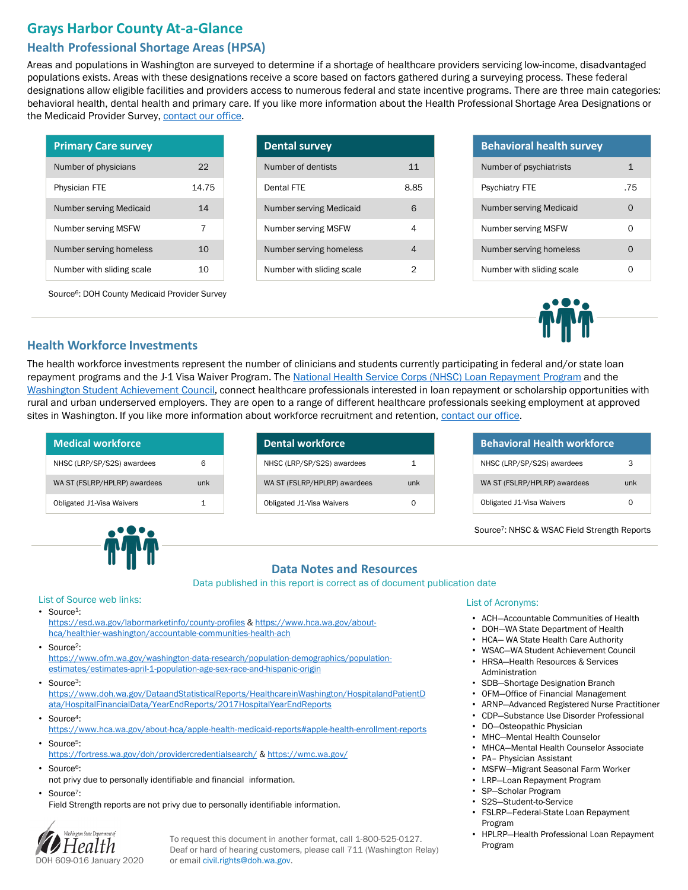# Grays Harbor County At-a-Glance

## Health Professional Shortage Areas (HPSA)

Areas and populations in Washington are surveyed to determine if a shortage of healthcare providers servicing low-income, disadvantaged populations exists. Areas with these designations receive a score based on factors gathered during a surveying process. These federal designations allow eligible facilities and providers access to numerous federal and state incentive programs. There are three main categories: behavioral health, dental health and primary care. If you like more information about the Health Professional Shortage Area Designations or the Medicaid Provider Survey, contact our office.

| Primary Care survey | |
|---|---|
| Number of physicians | 22 |
| Physician FTE | 14.75 |
| Number serving Medicaid | 14 |
| Number serving MSFW | 7 |
| Number serving homeless | 10 |
| Number with sliding scale | 10 |

| Dental survey | |
|---|---|
| Number of dentists | 11 |
| Dental FTE | 8.85 |
| Number serving Medicaid | 6 |
| Number serving MSFW | 4 |
| Number serving homeless | 4 |
| Number with sliding scale | 2 |

| Behavioral health survey | |
|---|---|
| Number of psychiatrists | 1 |
| Psychiatry FTE | .75 |
| Number serving Medicaid | 0 |
| Number serving MSFW | 0 |
| Number serving homeless | 0 |
| Number with sliding scale | 0 |

Source[6]: DOH County Medicaid Provider Survey

## Health Workforce Investments

The health workforce investments represent the number of clinicians and students currently participating in federal and/or state loan repayment programs and the J-1 Visa Waiver Program. The National Health Service Corps (NHSC) Loan Repayment Program and the Washington Student Achievement Council, connect healthcare professionals interested in loan repayment or scholarship opportunities with rural and urban underserved employers. They are open to a range of different healthcare professionals seeking employment at approved sites in Washington. If you like more information about workforce recruitment and retention, contact our office.

| Medical workforce | |
|---|---|
| NHSC (LRP/SP/S2S) awardees | 6 |
| WA ST (FSLRP/HPLRP) awardees | unk |
| Obligated J1-Visa Waivers | 1 |

| Dental workforce | |
|---|---|
| NHSC (LRP/SP/S2S) awardees | 1 |
| WA ST (FSLRP/HPLRP) awardees | unk |
| Obligated J1-Visa Waivers | 0 |

| Behavioral Health workforce | |
|---|---|
| NHSC (LRP/SP/S2S) awardees | 3 |
| WA ST (FSLRP/HPLRP) awardees | unk |
| Obligated J1-Visa Waivers | 0 |

Source[7]: NHSC & WSAC Field Strength Reports

## Data Notes and Resources

Data published in this report is correct as of document publication date

List of Source web links:

- Source[1]: https://esd.wa.gov/labormarketinfo/county-profiles & https://www.hca.wa.gov/about-hca/healthier-washington/accountable-communities-health-ach
- Source[2]: https://www.ofm.wa.gov/washington-data-research/population-demographics/population-estimates/estimates-april-1-population-age-sex-race-and-hispanic-origin
- Source[3]: https://www.doh.wa.gov/DataandStatisticalReports/HealthcareinWashington/HospitalandPatientData/HospitalFinancialData/YearEndReports/2017HospitalYearEndReports
- Source[4]: https://www.hca.wa.gov/about-hca/apple-health-medicaid-reports#apple-health-enrollment-reports
- Source[5]: https://fortress.wa.gov/doh/providercredentialsearch/ & https://wmc.wa.gov/
- Source[6]: not privy due to personally identifiable and financial information.
- Source[7]: Field Strength reports are not privy due to personally identifiable information.

List of Acronyms:

- ACH—Accountable Communities of Health
- DOH—WA State Department of Health
- HCA— WA State Health Care Authority
- WSAC—WA Student Achievement Council
- HRSA—Health Resources & Services Administration
- SDB—Shortage Designation Branch
- OFM—Office of Financial Management
- ARNP—Advanced Registered Nurse Practitioner
- CDP—Substance Use Disorder Professional
- DO—Osteopathic Physician
- MHC—Mental Health Counselor
- MHCA—Mental Health Counselor Associate
- PA– Physician Assistant
- MSFW—Migrant Seasonal Farm Worker
- LRP—Loan Repayment Program
- SP—Scholar Program
- S2S—Student-to-Service
- FSLRP—Federal-State Loan Repayment Program
- HPLRP—Health Professional Loan Repayment Program

Washington State Department of Health

DOH 609-016 January 2020

To request this document in another format, call 1-800-525-0127. Deaf or hard of hearing customers, please call 711 (Washington Relay) or email civil.rights@doh.wa.gov.